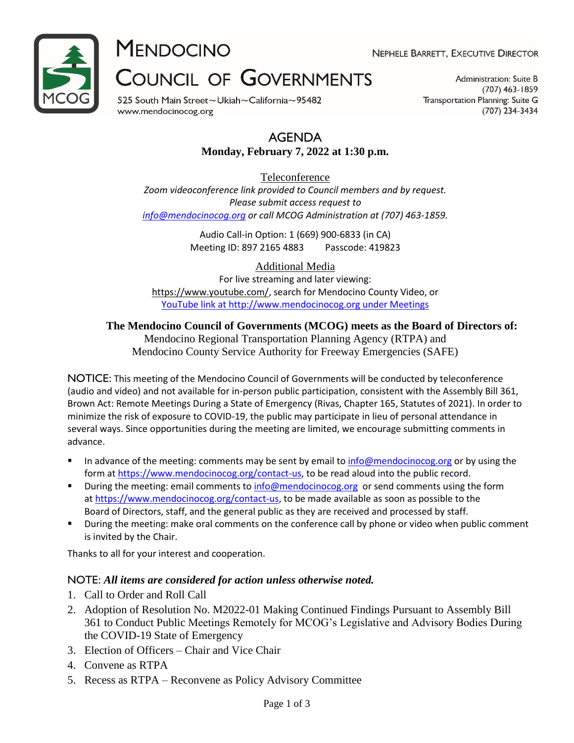# Mendocino Council of Governments

Nephele Barrett, Executive Director

525 South Main Street~Ukiah~California~95482
www.mendocinocog.org

Administration: Suite B
(707) 463-1859
Transportation Planning: Suite G
(707) 234-3434

## AGENDA

**Monday, February 7, 2022 at 1:30 p.m.**

Teleconference

*Zoom videoconference link provided to Council members and by request. Please submit access request to info@mendocinocog.org or call MCOG Administration at (707) 463-1859.*

Audio Call-in Option: 1 (669) 900-6833 (in CA)
Meeting ID: 897 2165 4883   Passcode: 419823

Additional Media

For live streaming and later viewing:
https://www.youtube.com/, search for Mendocino County Video, or
YouTube link at http://www.mendocinocog.org under Meetings

**The Mendocino Council of Governments (MCOG) meets as the Board of Directors of:**
Mendocino Regional Transportation Planning Agency (RTPA) and
Mendocino County Service Authority for Freeway Emergencies (SAFE)

NOTICE: This meeting of the Mendocino Council of Governments will be conducted by teleconference (audio and video) and not available for in-person public participation, consistent with the Assembly Bill 361, Brown Act: Remote Meetings During a State of Emergency (Rivas, Chapter 165, Statutes of 2021). In order to minimize the risk of exposure to COVID-19, the public may participate in lieu of personal attendance in several ways. Since opportunities during the meeting are limited, we encourage submitting comments in advance.

- In advance of the meeting: comments may be sent by email to info@mendocinocog.org or by using the form at https://www.mendocinocog.org/contact-us, to be read aloud into the public record.
- During the meeting: email comments to info@mendocinocog.org or send comments using the form at https://www.mendocinocog.org/contact-us, to be made available as soon as possible to the Board of Directors, staff, and the general public as they are received and processed by staff.
- During the meeting: make oral comments on the conference call by phone or video when public comment is invited by the Chair.

Thanks to all for your interest and cooperation.

NOTE: ***All items are considered for action unless otherwise noted.***

1. Call to Order and Roll Call
2. Adoption of Resolution No. M2022-01 Making Continued Findings Pursuant to Assembly Bill 361 to Conduct Public Meetings Remotely for MCOG's Legislative and Advisory Bodies During the COVID-19 State of Emergency
3. Election of Officers – Chair and Vice Chair
4. Convene as RTPA
5. Recess as RTPA – Reconvene as Policy Advisory Committee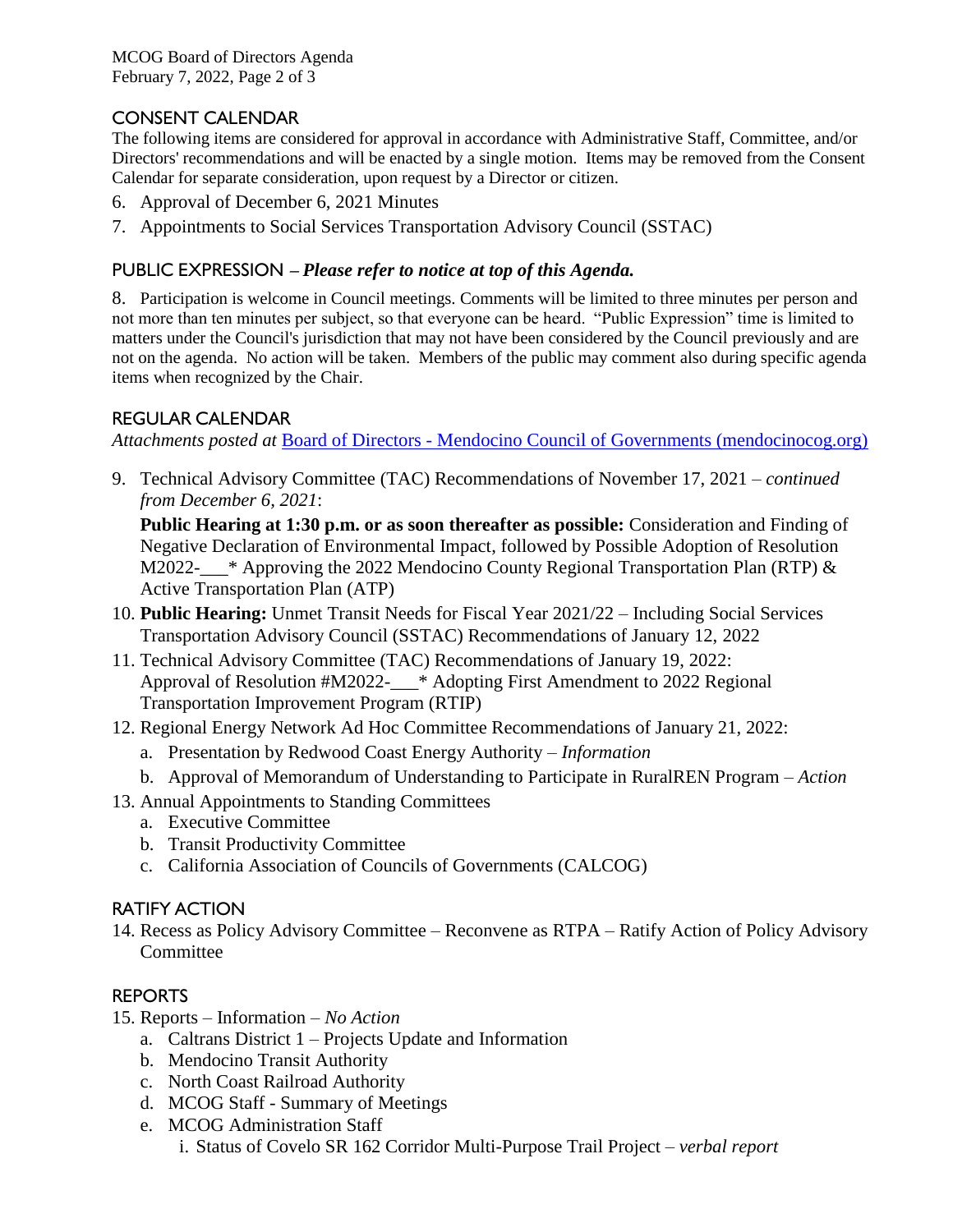## CONSENT CALENDAR

The following items are considered for approval in accordance with Administrative Staff, Committee, and/or Directors' recommendations and will be enacted by a single motion. Items may be removed from the Consent Calendar for separate consideration, upon request by a Director or citizen.

6. Approval of December 6, 2021 Minutes
7. Appointments to Social Services Transportation Advisory Council (SSTAC)

## PUBLIC EXPRESSION – *Please refer to notice at top of this Agenda.*

8. Participation is welcome in Council meetings. Comments will be limited to three minutes per person and not more than ten minutes per subject, so that everyone can be heard. "Public Expression" time is limited to matters under the Council's jurisdiction that may not have been considered by the Council previously and are not on the agenda. No action will be taken. Members of the public may comment also during specific agenda items when recognized by the Chair.

## REGULAR CALENDAR

*Attachments posted at* [Board of Directors - Mendocino Council of Governments (mendocinocog.org)](https://www.mendocinocog.org)

9. Technical Advisory Committee (TAC) Recommendations of November 17, 2021 – *continued from December 6, 2021*:
   **Public Hearing at 1:30 p.m. or as soon thereafter as possible:** Consideration and Finding of Negative Declaration of Environmental Impact, followed by Possible Adoption of Resolution M2022-___* Approving the 2022 Mendocino County Regional Transportation Plan (RTP) & Active Transportation Plan (ATP)
10. **Public Hearing:** Unmet Transit Needs for Fiscal Year 2021/22 – Including Social Services Transportation Advisory Council (SSTAC) Recommendations of January 12, 2022
11. Technical Advisory Committee (TAC) Recommendations of January 19, 2022:
    Approval of Resolution #M2022-___* Adopting First Amendment to 2022 Regional Transportation Improvement Program (RTIP)
12. Regional Energy Network Ad Hoc Committee Recommendations of January 21, 2022:
    a. Presentation by Redwood Coast Energy Authority – *Information*
    b. Approval of Memorandum of Understanding to Participate in RuralREN Program – *Action*
13. Annual Appointments to Standing Committees
    a. Executive Committee
    b. Transit Productivity Committee
    c. California Association of Councils of Governments (CALCOG)

## RATIFY ACTION

14. Recess as Policy Advisory Committee – Reconvene as RTPA – Ratify Action of Policy Advisory Committee

## REPORTS

15. Reports – Information – *No Action*
    a. Caltrans District 1 – Projects Update and Information
    b. Mendocino Transit Authority
    c. North Coast Railroad Authority
    d. MCOG Staff - Summary of Meetings
    e. MCOG Administration Staff
       i. Status of Covelo SR 162 Corridor Multi-Purpose Trail Project – *verbal report*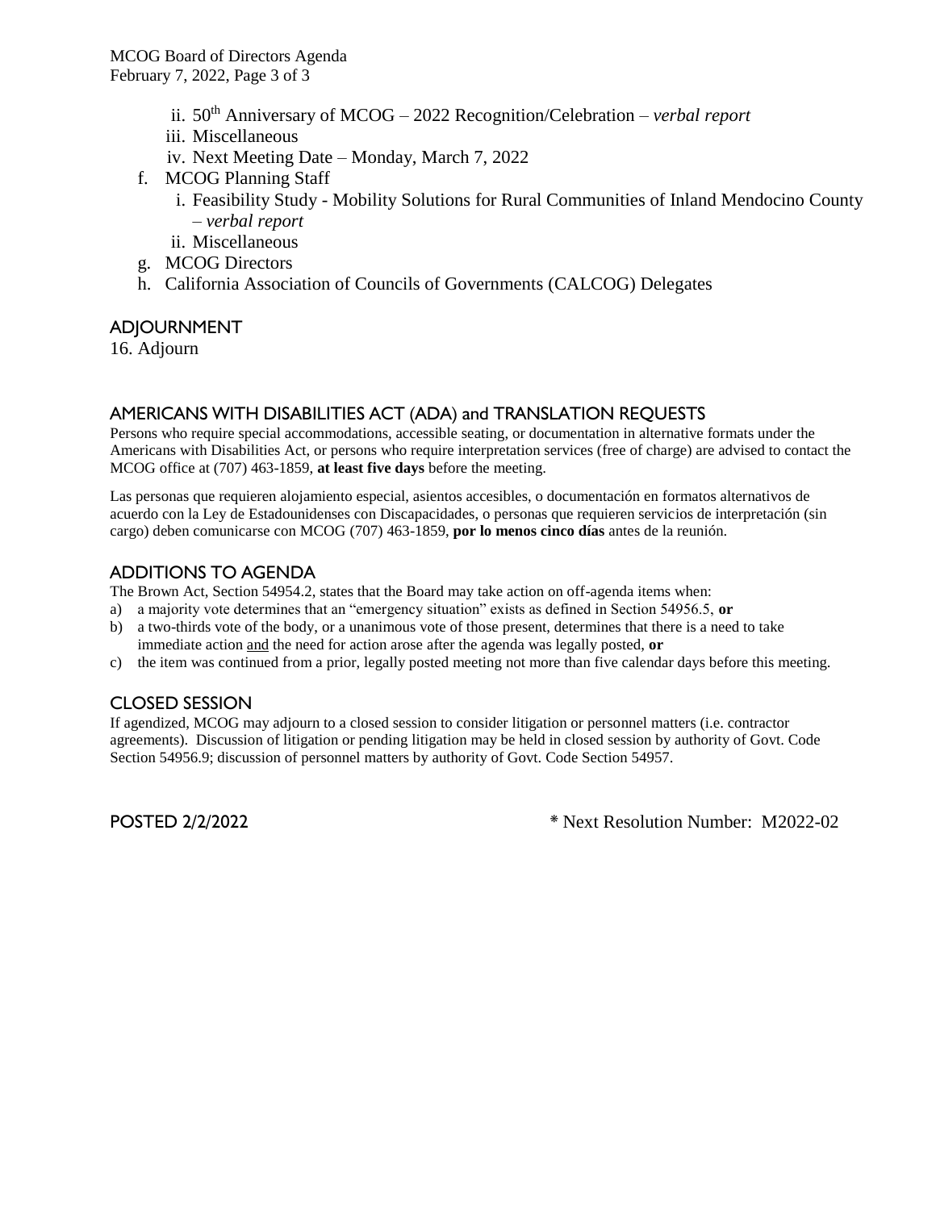ii. 50th Anniversary of MCOG – 2022 Recognition/Celebration – *verbal report*
   iii. Miscellaneous
   iv. Next Meeting Date – Monday, March 7, 2022

f. MCOG Planning Staff
   i. Feasibility Study - Mobility Solutions for Rural Communities of Inland Mendocino County – *verbal report*
   ii. Miscellaneous

g. MCOG Directors

h. California Association of Councils of Governments (CALCOG) Delegates

## ADJOURNMENT

16. Adjourn

## AMERICANS WITH DISABILITIES ACT (ADA) and TRANSLATION REQUESTS

Persons who require special accommodations, accessible seating, or documentation in alternative formats under the Americans with Disabilities Act, or persons who require interpretation services (free of charge) are advised to contact the MCOG office at (707) 463-1859, **at least five days** before the meeting.

Las personas que requieren alojamiento especial, asientos accesibles, o documentación en formatos alternativos de acuerdo con la Ley de Estadounidenses con Discapacidades, o personas que requieren servicios de interpretación (sin cargo) deben comunicarse con MCOG (707) 463-1859, **por lo menos cinco días** antes de la reunión.

## ADDITIONS TO AGENDA

The Brown Act, Section 54954.2, states that the Board may take action on off-agenda items when:

a) a majority vote determines that an "emergency situation" exists as defined in Section 54956.5, **or**
b) a two-thirds vote of the body, or a unanimous vote of those present, determines that there is a need to take immediate action and the need for action arose after the agenda was legally posted, **or**
c) the item was continued from a prior, legally posted meeting not more than five calendar days before this meeting.

## CLOSED SESSION

If agendized, MCOG may adjourn to a closed session to consider litigation or personnel matters (i.e. contractor agreements). Discussion of litigation or pending litigation may be held in closed session by authority of Govt. Code Section 54956.9; discussion of personnel matters by authority of Govt. Code Section 54957.

POSTED 2/2/2022

* Next Resolution Number: M2022-02